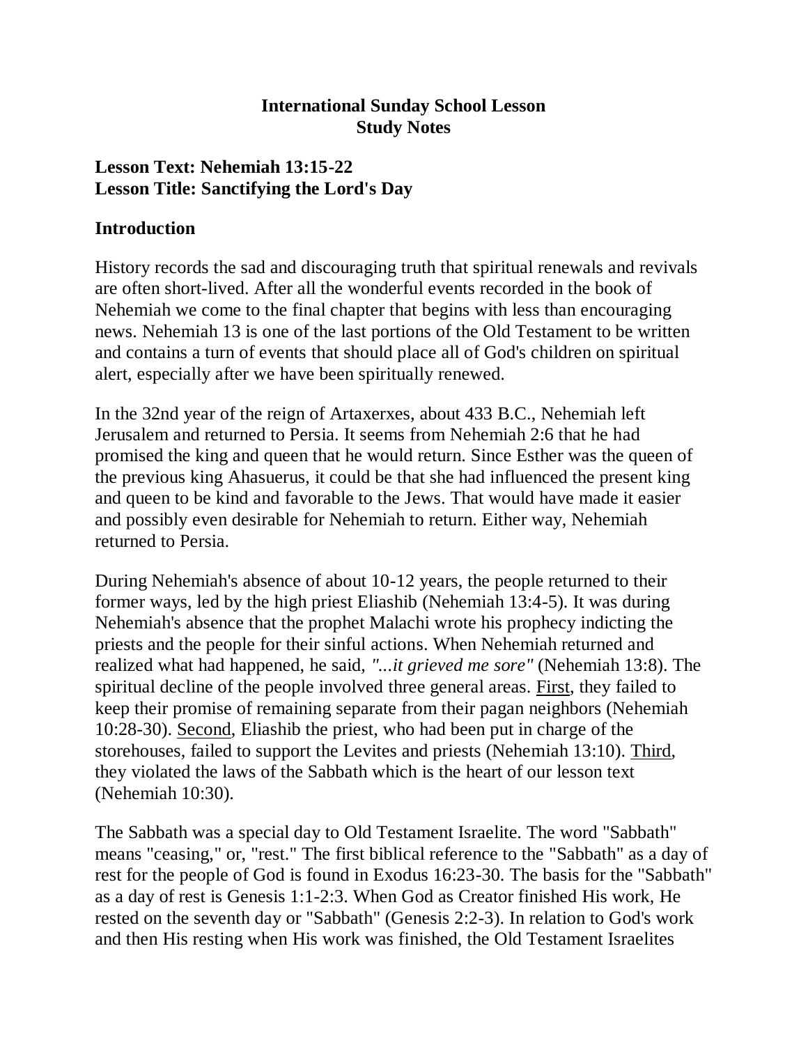**International Sunday School Lesson**
**Study Notes**

## Lesson Text: Nehemiah 13:15-22
## Lesson Title: Sanctifying the Lord's Day

### Introduction

History records the sad and discouraging truth that spiritual renewals and revivals are often short-lived. After all the wonderful events recorded in the book of Nehemiah we come to the final chapter that begins with less than encouraging news. Nehemiah 13 is one of the last portions of the Old Testament to be written and contains a turn of events that should place all of God's children on spiritual alert, especially after we have been spiritually renewed.

In the 32nd year of the reign of Artaxerxes, about 433 B.C., Nehemiah left Jerusalem and returned to Persia. It seems from Nehemiah 2:6 that he had promised the king and queen that he would return. Since Esther was the queen of the previous king Ahasuerus, it could be that she had influenced the present king and queen to be kind and favorable to the Jews. That would have made it easier and possibly even desirable for Nehemiah to return. Either way, Nehemiah returned to Persia.

During Nehemiah's absence of about 10-12 years, the people returned to their former ways, led by the high priest Eliashib (Nehemiah 13:4-5). It was during Nehemiah's absence that the prophet Malachi wrote his prophecy indicting the priests and the people for their sinful actions. When Nehemiah returned and realized what had happened, he said, *"...it grieved me sore"* (Nehemiah 13:8). The spiritual decline of the people involved three general areas. <u>First</u>, they failed to keep their promise of remaining separate from their pagan neighbors (Nehemiah 10:28-30). <u>Second</u>, Eliashib the priest, who had been put in charge of the storehouses, failed to support the Levites and priests (Nehemiah 13:10). <u>Third</u>, they violated the laws of the Sabbath which is the heart of our lesson text (Nehemiah 10:30).

The Sabbath was a special day to Old Testament Israelite. The word "Sabbath" means "ceasing," or, "rest." The first biblical reference to the "Sabbath" as a day of rest for the people of God is found in Exodus 16:23-30. The basis for the "Sabbath" as a day of rest is Genesis 1:1-2:3. When God as Creator finished His work, He rested on the seventh day or "Sabbath" (Genesis 2:2-3). In relation to God's work and then His resting when His work was finished, the Old Testament Israelites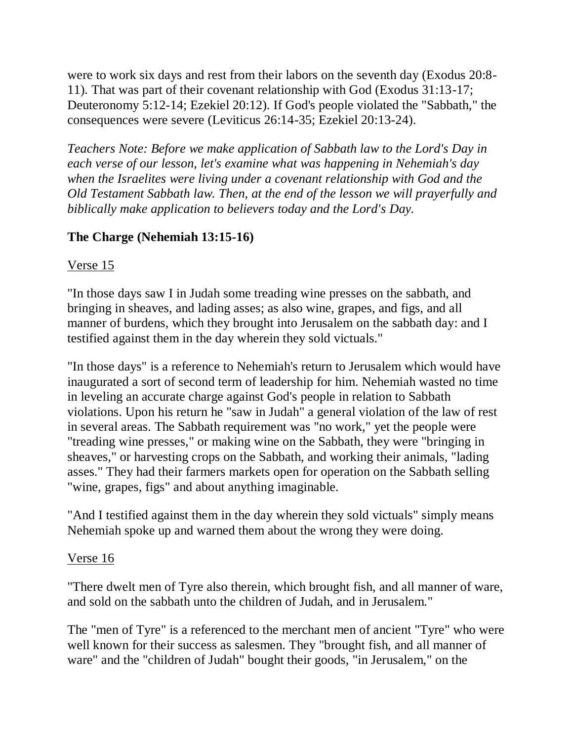were to work six days and rest from their labors on the seventh day (Exodus 20:8-11). That was part of their covenant relationship with God (Exodus 31:13-17; Deuteronomy 5:12-14; Ezekiel 20:12). If God's people violated the "Sabbath," the consequences were severe (Leviticus 26:14-35; Ezekiel 20:13-24).

*Teachers Note: Before we make application of Sabbath law to the Lord's Day in each verse of our lesson, let's examine what was happening in Nehemiah's day when the Israelites were living under a covenant relationship with God and the Old Testament Sabbath law. Then, at the end of the lesson we will prayerfully and biblically make application to believers today and the Lord's Day.*

### The Charge (Nehemiah 13:15-16)

<u>Verse 15</u>

"In those days saw I in Judah some treading wine presses on the sabbath, and bringing in sheaves, and lading asses; as also wine, grapes, and figs, and all manner of burdens, which they brought into Jerusalem on the sabbath day: and I testified against them in the day wherein they sold victuals."

"In those days" is a reference to Nehemiah's return to Jerusalem which would have inaugurated a sort of second term of leadership for him. Nehemiah wasted no time in leveling an accurate charge against God's people in relation to Sabbath violations. Upon his return he "saw in Judah" a general violation of the law of rest in several areas. The Sabbath requirement was "no work," yet the people were "treading wine presses," or making wine on the Sabbath, they were "bringing in sheaves," or harvesting crops on the Sabbath, and working their animals, "lading asses." They had their farmers markets open for operation on the Sabbath selling "wine, grapes, figs" and about anything imaginable.

"And I testified against them in the day wherein they sold victuals" simply means Nehemiah spoke up and warned them about the wrong they were doing.

<u>Verse 16</u>

"There dwelt men of Tyre also therein, which brought fish, and all manner of ware, and sold on the sabbath unto the children of Judah, and in Jerusalem."

The "men of Tyre" is a referenced to the merchant men of ancient "Tyre" who were well known for their success as salesmen. They "brought fish, and all manner of ware" and the "children of Judah" bought their goods, "in Jerusalem," on the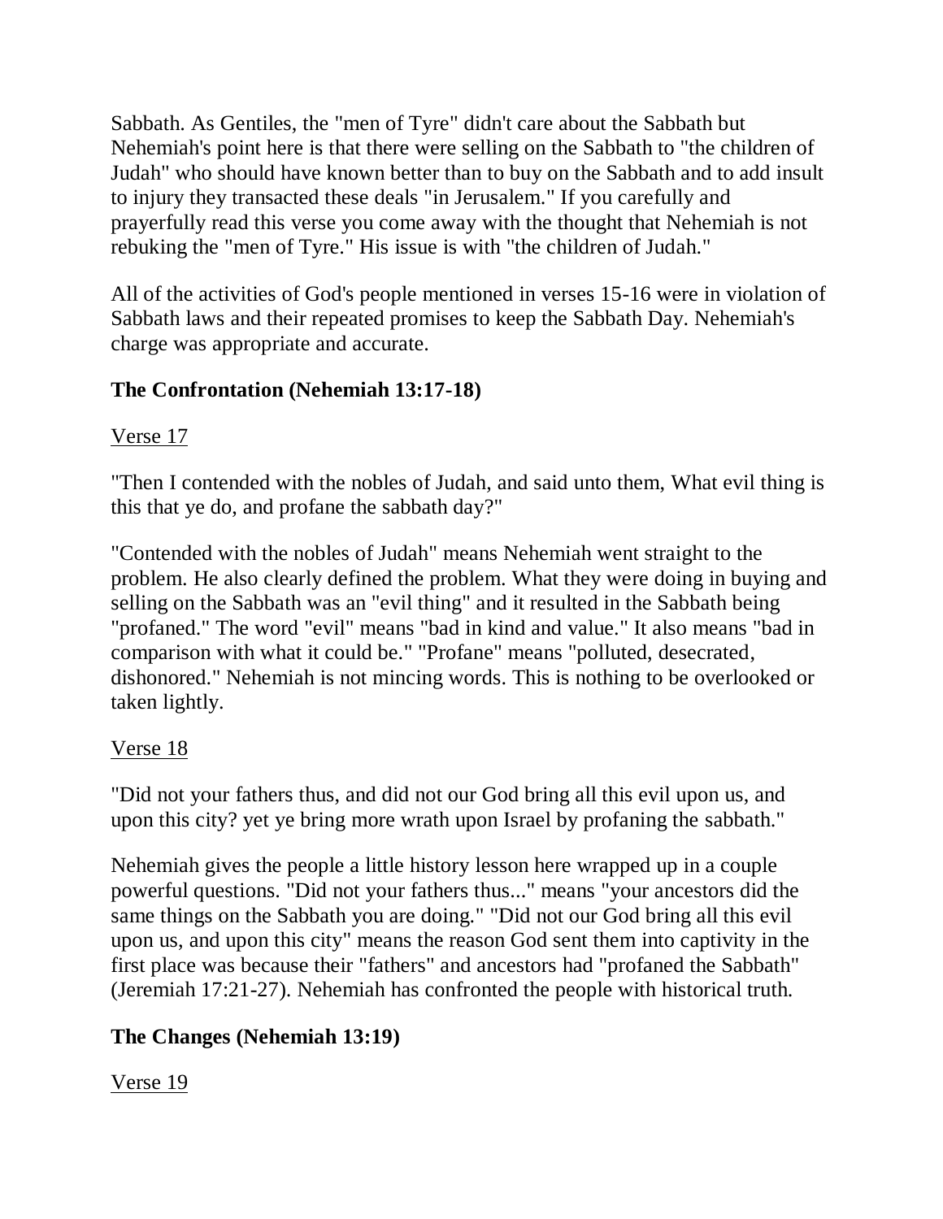Sabbath. As Gentiles, the "men of Tyre" didn't care about the Sabbath but Nehemiah's point here is that there were selling on the Sabbath to "the children of Judah" who should have known better than to buy on the Sabbath and to add insult to injury they transacted these deals "in Jerusalem." If you carefully and prayerfully read this verse you come away with the thought that Nehemiah is not rebuking the "men of Tyre." His issue is with "the children of Judah."

All of the activities of God's people mentioned in verses 15-16 were in violation of Sabbath laws and their repeated promises to keep the Sabbath Day. Nehemiah's charge was appropriate and accurate.

### The Confrontation (Nehemiah 13:17-18)

<u>Verse 17</u>

"Then I contended with the nobles of Judah, and said unto them, What evil thing is this that ye do, and profane the sabbath day?"

"Contended with the nobles of Judah" means Nehemiah went straight to the problem. He also clearly defined the problem. What they were doing in buying and selling on the Sabbath was an "evil thing" and it resulted in the Sabbath being "profaned." The word "evil" means "bad in kind and value." It also means "bad in comparison with what it could be." "Profane" means "polluted, desecrated, dishonored." Nehemiah is not mincing words. This is nothing to be overlooked or taken lightly.

<u>Verse 18</u>

"Did not your fathers thus, and did not our God bring all this evil upon us, and upon this city? yet ye bring more wrath upon Israel by profaning the sabbath."

Nehemiah gives the people a little history lesson here wrapped up in a couple powerful questions. "Did not your fathers thus..." means "your ancestors did the same things on the Sabbath you are doing." "Did not our God bring all this evil upon us, and upon this city" means the reason God sent them into captivity in the first place was because their "fathers" and ancestors had "profaned the Sabbath" (Jeremiah 17:21-27). Nehemiah has confronted the people with historical truth.

### The Changes (Nehemiah 13:19)

<u>Verse 19</u>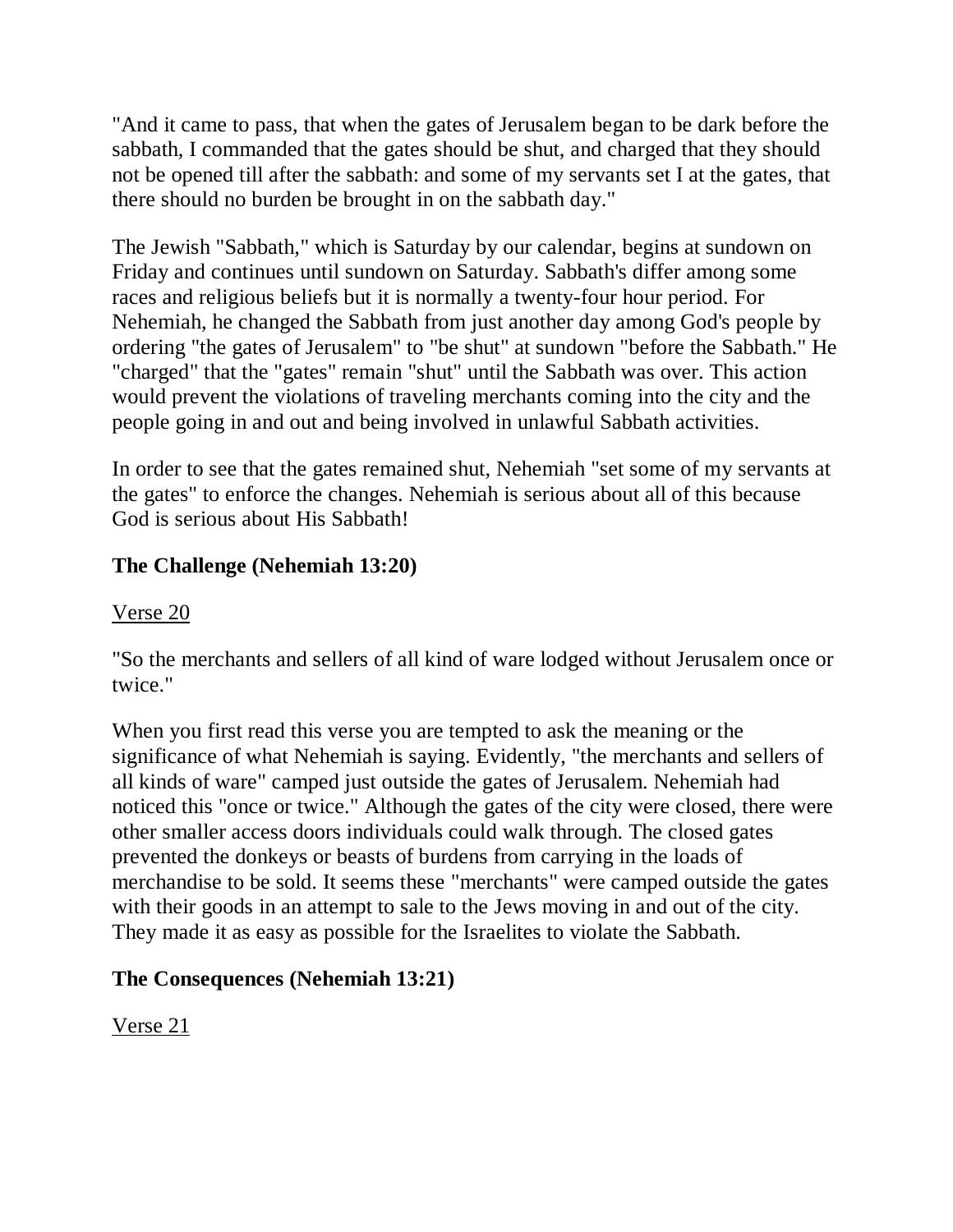"And it came to pass, that when the gates of Jerusalem began to be dark before the sabbath, I commanded that the gates should be shut, and charged that they should not be opened till after the sabbath: and some of my servants set I at the gates, that there should no burden be brought in on the sabbath day."

The Jewish "Sabbath," which is Saturday by our calendar, begins at sundown on Friday and continues until sundown on Saturday. Sabbath's differ among some races and religious beliefs but it is normally a twenty-four hour period. For Nehemiah, he changed the Sabbath from just another day among God's people by ordering "the gates of Jerusalem" to "be shut" at sundown "before the Sabbath." He "charged" that the "gates" remain "shut" until the Sabbath was over. This action would prevent the violations of traveling merchants coming into the city and the people going in and out and being involved in unlawful Sabbath activities.

In order to see that the gates remained shut, Nehemiah "set some of my servants at the gates" to enforce the changes. Nehemiah is serious about all of this because God is serious about His Sabbath!

**The Challenge (Nehemiah 13:20)**

Verse 20

"So the merchants and sellers of all kind of ware lodged without Jerusalem once or twice."

When you first read this verse you are tempted to ask the meaning or the significance of what Nehemiah is saying. Evidently, "the merchants and sellers of all kinds of ware" camped just outside the gates of Jerusalem. Nehemiah had noticed this "once or twice." Although the gates of the city were closed, there were other smaller access doors individuals could walk through. The closed gates prevented the donkeys or beasts of burdens from carrying in the loads of merchandise to be sold. It seems these "merchants" were camped outside the gates with their goods in an attempt to sale to the Jews moving in and out of the city. They made it as easy as possible for the Israelites to violate the Sabbath.

**The Consequences (Nehemiah 13:21)**

Verse 21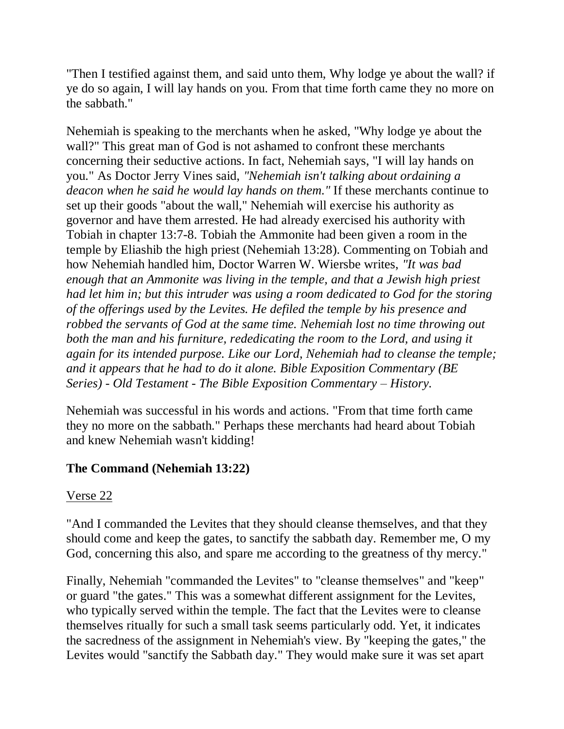"Then I testified against them, and said unto them, Why lodge ye about the wall? if ye do so again, I will lay hands on you. From that time forth came they no more on the sabbath."

Nehemiah is speaking to the merchants when he asked, "Why lodge ye about the wall?" This great man of God is not ashamed to confront these merchants concerning their seductive actions. In fact, Nehemiah says, "I will lay hands on you." As Doctor Jerry Vines said, *"Nehemiah isn't talking about ordaining a deacon when he said he would lay hands on them."* If these merchants continue to set up their goods "about the wall," Nehemiah will exercise his authority as governor and have them arrested. He had already exercised his authority with Tobiah in chapter 13:7-8. Tobiah the Ammonite had been given a room in the temple by Eliashib the high priest (Nehemiah 13:28). Commenting on Tobiah and how Nehemiah handled him, Doctor Warren W. Wiersbe writes, *"It was bad enough that an Ammonite was living in the temple, and that a Jewish high priest had let him in; but this intruder was using a room dedicated to God for the storing of the offerings used by the Levites. He defiled the temple by his presence and robbed the servants of God at the same time. Nehemiah lost no time throwing out both the man and his furniture, rededicating the room to the Lord, and using it again for its intended purpose. Like our Lord, Nehemiah had to cleanse the temple; and it appears that he had to do it alone. Bible Exposition Commentary (BE Series) - Old Testament - The Bible Exposition Commentary – History.*

Nehemiah was successful in his words and actions. "From that time forth came they no more on the sabbath." Perhaps these merchants had heard about Tobiah and knew Nehemiah wasn't kidding!

**The Command (Nehemiah 13:22)**

Verse 22

"And I commanded the Levites that they should cleanse themselves, and that they should come and keep the gates, to sanctify the sabbath day. Remember me, O my God, concerning this also, and spare me according to the greatness of thy mercy."

Finally, Nehemiah "commanded the Levites" to "cleanse themselves" and "keep" or guard "the gates." This was a somewhat different assignment for the Levites, who typically served within the temple. The fact that the Levites were to cleanse themselves ritually for such a small task seems particularly odd. Yet, it indicates the sacredness of the assignment in Nehemiah's view. By "keeping the gates," the Levites would "sanctify the Sabbath day." They would make sure it was set apart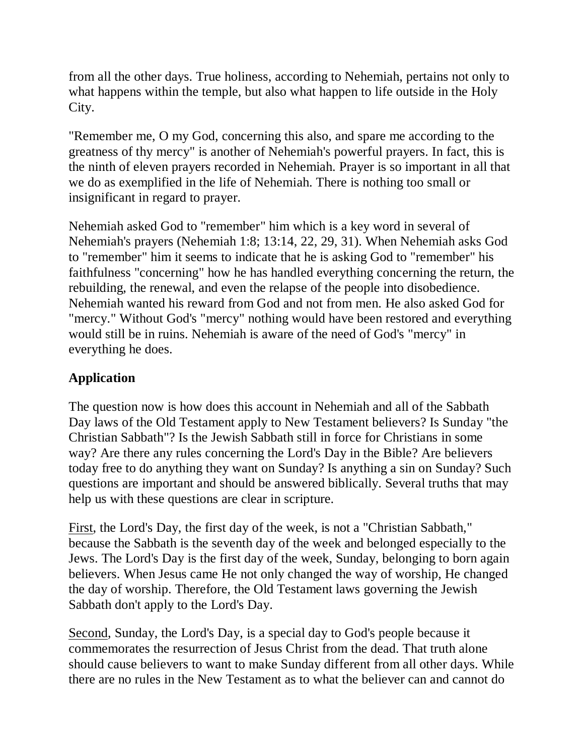from all the other days. True holiness, according to Nehemiah, pertains not only to what happens within the temple, but also what happen to life outside in the Holy City.

"Remember me, O my God, concerning this also, and spare me according to the greatness of thy mercy" is another of Nehemiah's powerful prayers. In fact, this is the ninth of eleven prayers recorded in Nehemiah. Prayer is so important in all that we do as exemplified in the life of Nehemiah. There is nothing too small or insignificant in regard to prayer.

Nehemiah asked God to "remember" him which is a key word in several of Nehemiah's prayers (Nehemiah 1:8; 13:14, 22, 29, 31). When Nehemiah asks God to "remember" him it seems to indicate that he is asking God to "remember" his faithfulness "concerning" how he has handled everything concerning the return, the rebuilding, the renewal, and even the relapse of the people into disobedience. Nehemiah wanted his reward from God and not from men. He also asked God for "mercy." Without God's "mercy" nothing would have been restored and everything would still be in ruins. Nehemiah is aware of the need of God's "mercy" in everything he does.

## Application

The question now is how does this account in Nehemiah and all of the Sabbath Day laws of the Old Testament apply to New Testament believers? Is Sunday "the Christian Sabbath"? Is the Jewish Sabbath still in force for Christians in some way? Are there any rules concerning the Lord's Day in the Bible? Are believers today free to do anything they want on Sunday? Is anything a sin on Sunday? Such questions are important and should be answered biblically. Several truths that may help us with these questions are clear in scripture.

<u>First</u>, the Lord's Day, the first day of the week, is not a "Christian Sabbath," because the Sabbath is the seventh day of the week and belonged especially to the Jews. The Lord's Day is the first day of the week, Sunday, belonging to born again believers. When Jesus came He not only changed the way of worship, He changed the day of worship. Therefore, the Old Testament laws governing the Jewish Sabbath don't apply to the Lord's Day.

<u>Second</u>, Sunday, the Lord's Day, is a special day to God's people because it commemorates the resurrection of Jesus Christ from the dead. That truth alone should cause believers to want to make Sunday different from all other days. While there are no rules in the New Testament as to what the believer can and cannot do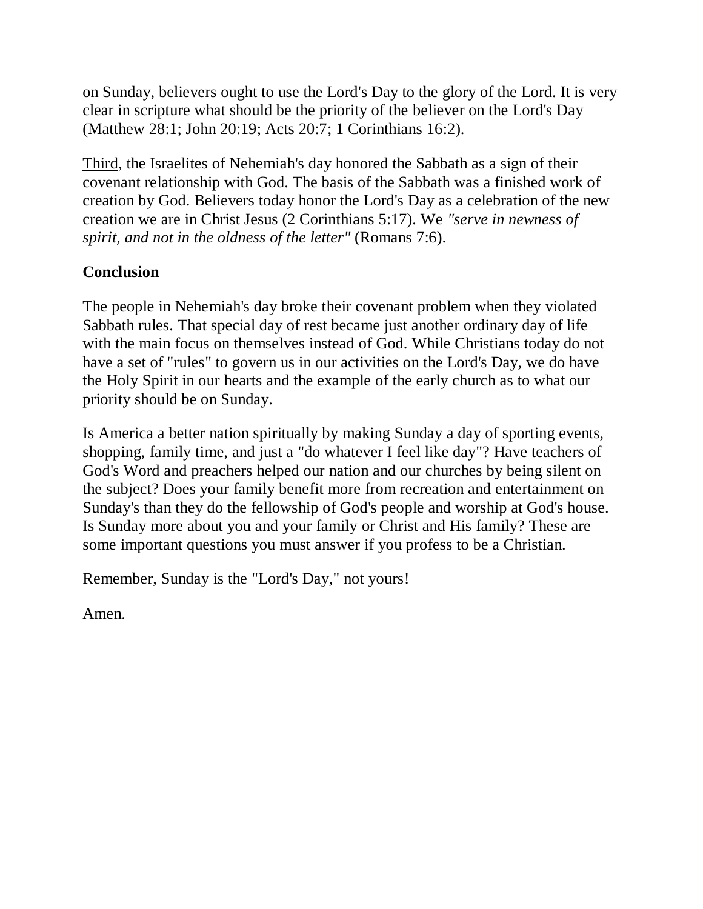on Sunday, believers ought to use the Lord's Day to the glory of the Lord. It is very clear in scripture what should be the priority of the believer on the Lord's Day (Matthew 28:1; John 20:19; Acts 20:7; 1 Corinthians 16:2).

<u>Third</u>, the Israelites of Nehemiah's day honored the Sabbath as a sign of their covenant relationship with God. The basis of the Sabbath was a finished work of creation by God. Believers today honor the Lord's Day as a celebration of the new creation we are in Christ Jesus (2 Corinthians 5:17). We *"serve in newness of spirit, and not in the oldness of the letter"* (Romans 7:6).

**Conclusion**

The people in Nehemiah's day broke their covenant problem when they violated Sabbath rules. That special day of rest became just another ordinary day of life with the main focus on themselves instead of God. While Christians today do not have a set of "rules" to govern us in our activities on the Lord's Day, we do have the Holy Spirit in our hearts and the example of the early church as to what our priority should be on Sunday.

Is America a better nation spiritually by making Sunday a day of sporting events, shopping, family time, and just a "do whatever I feel like day"? Have teachers of God's Word and preachers helped our nation and our churches by being silent on the subject? Does your family benefit more from recreation and entertainment on Sunday's than they do the fellowship of God's people and worship at God's house. Is Sunday more about you and your family or Christ and His family? These are some important questions you must answer if you profess to be a Christian.

Remember, Sunday is the "Lord's Day," not yours!

Amen.